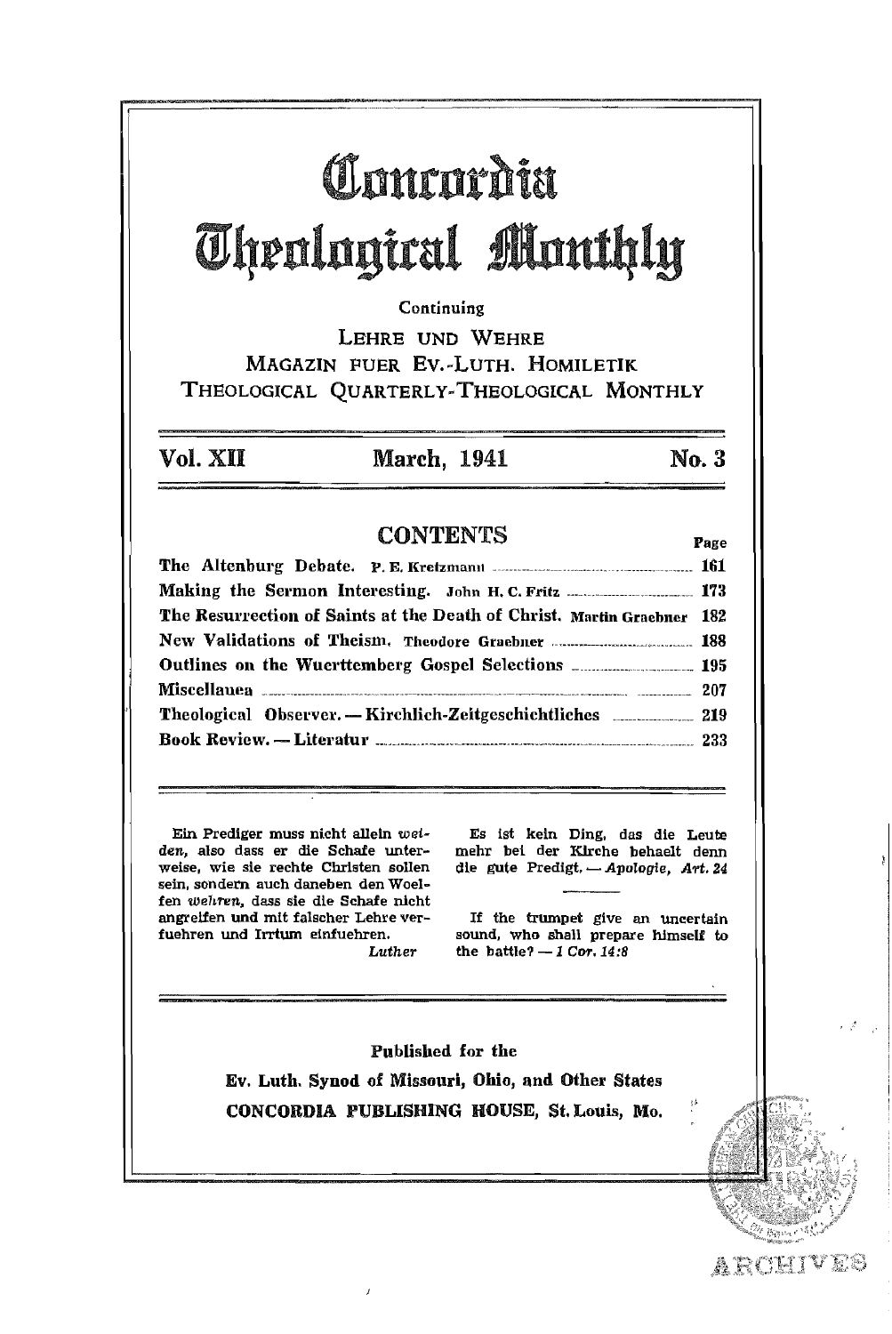# Concordia Theological Monthly

Continuing

LEHRE UND WEHRE
MAGAZIN FUER EV.-LUTH. HOMILETIK
THEOLOGICAL QUARTERLY-THEOLOGICAL MONTHLY

**Vol. XII** **March, 1941** **No. 3**

## CONTENTS

| | Page |
|---|---|
| **The Altenburg Debate.** P. E. Kretzmann | 161 |
| **Making the Sermon Interesting.** John H. C. Fritz | 173 |
| **The Resurrection of Saints at the Death of Christ.** Martin Graebner | 182 |
| **New Validations of Theism.** Theodore Graebner | 188 |
| **Outlines on the Wuerttemberg Gospel Selections** | 195 |
| **Miscellanea** | 207 |
| **Theological Observer. — Kirchlich-Zeitgeschichtliches** | 219 |
| **Book Review. — Literatur** | 233 |

Ein Prediger muss nicht allein *weiden*, also dass er die Schafe unterweise, wie sie rechte Christen sollen sein, sondern auch daneben den Woelfen *wehren*, dass sie die Schafe nicht angreifen und mit falscher Lehre verfuehren und Irrtum einfuehren.
*Luther*

Es ist kein Ding, das die Leute mehr bei der Kirche behaelt denn die gute Predigt. — *Apologie, Art. 24*

If the trumpet give an uncertain sound, who shall prepare himself to the battle? — *1 Cor. 14:8*

**Published for the**
**Ev. Luth. Synod of Missouri, Ohio, and Other States**
**CONCORDIA PUBLISHING HOUSE, St. Louis, Mo.**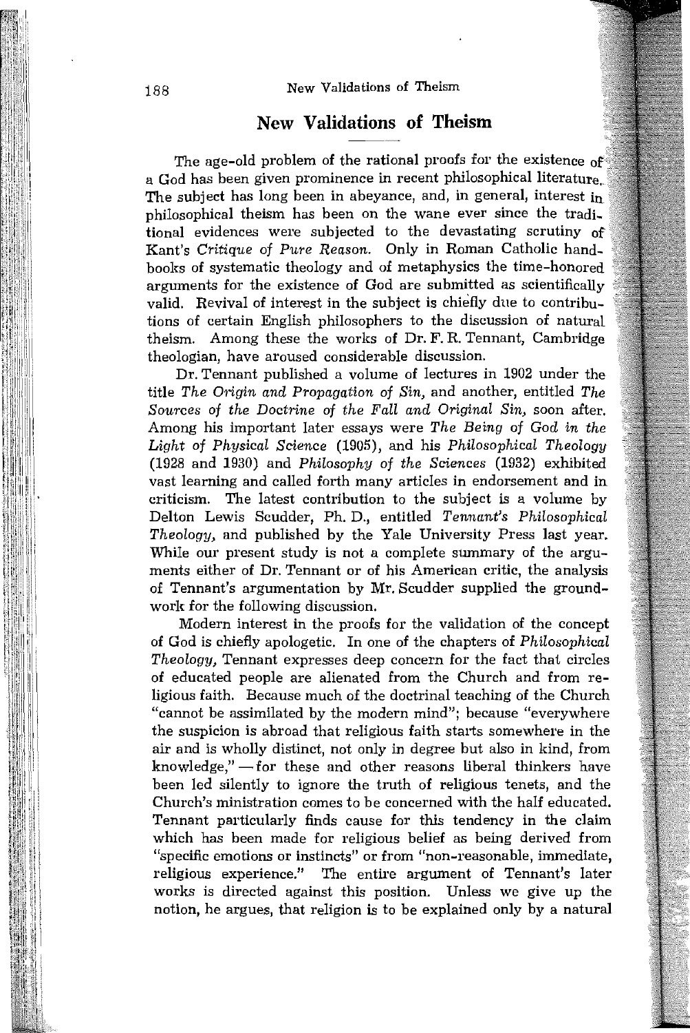# New Validations of Theism

The age-old problem of the rational proofs for the existence of a God has been given prominence in recent philosophical literature. The subject has long been in abeyance, and, in general, interest in philosophical theism has been on the wane ever since the traditional evidences were subjected to the devastating scrutiny of Kant's *Critique of Pure Reason.* Only in Roman Catholic handbooks of systematic theology and of metaphysics the time-honored arguments for the existence of God are submitted as scientifically valid. Revival of interest in the subject is chiefly due to contributions of certain English philosophers to the discussion of natural theism. Among these the works of Dr. F. R. Tennant, Cambridge theologian, have aroused considerable discussion.

Dr. Tennant published a volume of lectures in 1902 under the title *The Origin and Propagation of Sin,* and another, entitled *The Sources of the Doctrine of the Fall and Original Sin,* soon after. Among his important later essays were *The Being of God in the Light of Physical Science* (1905), and his *Philosophical Theology* (1928 and 1930) and *Philosophy of the Sciences* (1932) exhibited vast learning and called forth many articles in endorsement and in criticism. The latest contribution to the subject is a volume by Delton Lewis Scudder, Ph. D., entitled *Tennant's Philosophical Theology,* and published by the Yale University Press last year. While our present study is not a complete summary of the arguments either of Dr. Tennant or of his American critic, the analysis of Tennant's argumentation by Mr. Scudder supplied the groundwork for the following discussion.

Modern interest in the proofs for the validation of the concept of God is chiefly apologetic. In one of the chapters of *Philosophical Theology,* Tennant expresses deep concern for the fact that circles of educated people are alienated from the Church and from religious faith. Because much of the doctrinal teaching of the Church "cannot be assimilated by the modern mind"; because "everywhere the suspicion is abroad that religious faith starts somewhere in the air and is wholly distinct, not only in degree but also in kind, from knowledge," — for these and other reasons liberal thinkers have been led silently to ignore the truth of religious tenets, and the Church's ministration comes to be concerned with the half educated. Tennant particularly finds cause for this tendency in the claim which has been made for religious belief as being derived from "specific emotions or instincts" or from "non-reasonable, immediate, religious experience." The entire argument of Tennant's later works is directed against this position. Unless we give up the notion, he argues, that religion is to be explained only by a natural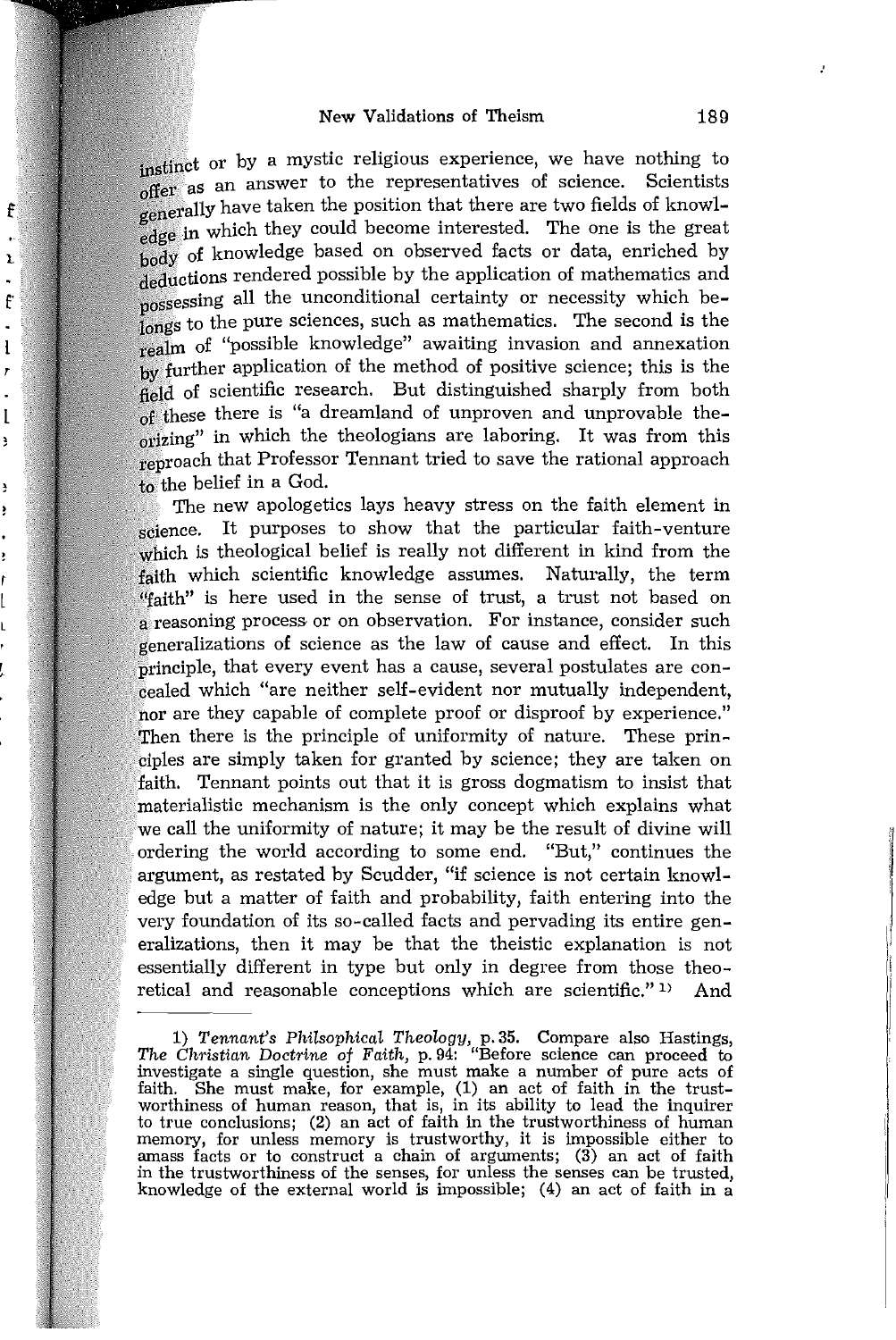instinct or by a mystic religious experience, we have nothing to offer as an answer to the representatives of science. Scientists generally have taken the position that there are two fields of knowledge in which they could become interested. The one is the great body of knowledge based on observed facts or data, enriched by deductions rendered possible by the application of mathematics and possessing all the unconditional certainty or necessity which belongs to the pure sciences, such as mathematics. The second is the realm of "possible knowledge" awaiting invasion and annexation by further application of the method of positive science; this is the field of scientific research. But distinguished sharply from both of these there is "a dreamland of unproven and unprovable theorizing" in which the theologians are laboring. It was from this reproach that Professor Tennant tried to save the rational approach to the belief in a God.

The new apologetics lays heavy stress on the faith element in science. It purposes to show that the particular faith-venture which is theological belief is really not different in kind from the faith which scientific knowledge assumes. Naturally, the term "faith" is here used in the sense of trust, a trust not based on a reasoning process or on observation. For instance, consider such generalizations of science as the law of cause and effect. In this principle, that every event has a cause, several postulates are concealed which "are neither self-evident nor mutually independent, nor are they capable of complete proof or disproof by experience." Then there is the principle of uniformity of nature. These principles are simply taken for granted by science; they are taken on faith. Tennant points out that it is gross dogmatism to insist that materialistic mechanism is the only concept which explains what we call the uniformity of nature; it may be the result of divine will ordering the world according to some end. "But," continues the argument, as restated by Scudder, "if science is not certain knowledge but a matter of faith and probability, faith entering into the very foundation of its so-called facts and pervading its entire generalizations, then it may be that the theistic explanation is not essentially different in type but only in degree from those theoretical and reasonable conceptions which are scientific." [1] And

---

1) *Tennant's Philsophical Theology*, p. 35. Compare also Hastings, *The Christian Doctrine of Faith*, p. 94: "Before science can proceed to investigate a single question, she must make a number of pure acts of faith. She must make, for example, (1) an act of faith in the trustworthiness of human reason, that is, in its ability to lead the inquirer to true conclusions; (2) an act of faith in the trustworthiness of human memory, for unless memory is trustworthy, it is impossible either to amass facts or to construct a chain of arguments; (3) an act of faith in the trustworthiness of the senses, for unless the senses can be trusted, knowledge of the external world is impossible; (4) an act of faith in a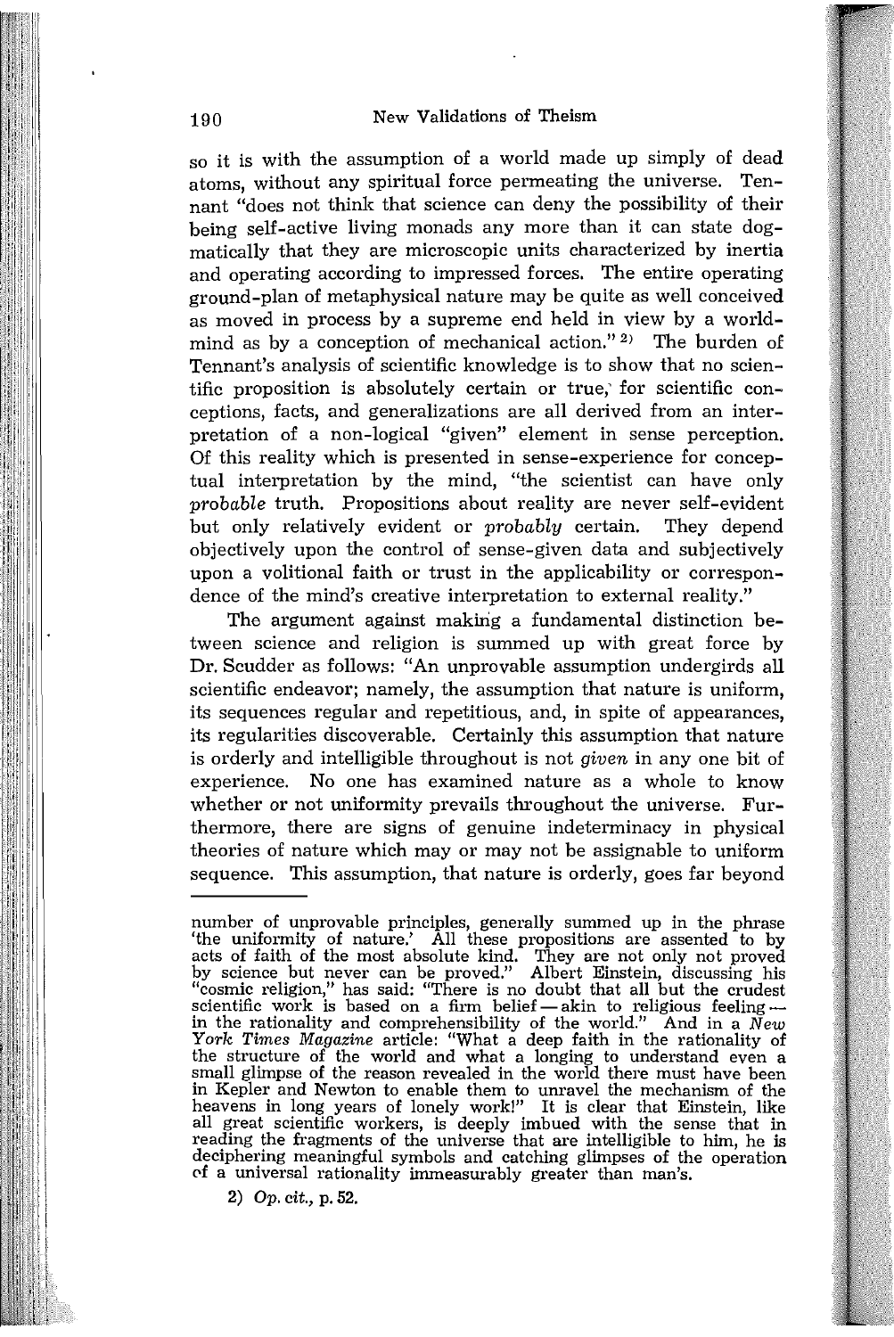so it is with the assumption of a world made up simply of dead atoms, without any spiritual force permeating the universe. Tennant "does not think that science can deny the possibility of their being self-active living monads any more than it can state dogmatically that they are microscopic units characterized by inertia and operating according to impressed forces. The entire operating ground-plan of metaphysical nature may be quite as well conceived as moved in process by a supreme end held in view by a world-mind as by a conception of mechanical action."[2] The burden of Tennant's analysis of scientific knowledge is to show that no scientific proposition is absolutely certain or true, for scientific conceptions, facts, and generalizations are all derived from an interpretation of a non-logical "given" element in sense perception. Of this reality which is presented in sense-experience for conceptual interpretation by the mind, "the scientist can have only *probable* truth. Propositions about reality are never self-evident but only relatively evident or *probably* certain. They depend objectively upon the control of sense-given data and subjectively upon a volitional faith or trust in the applicability or correspondence of the mind's creative interpretation to external reality."

The argument against making a fundamental distinction between science and religion is summed up with great force by Dr. Scudder as follows: "An unprovable assumption undergirds all scientific endeavor; namely, the assumption that nature is uniform, its sequences regular and repetitious, and, in spite of appearances, its regularities discoverable. Certainly this assumption that nature is orderly and intelligible throughout is not *given* in any one bit of experience. No one has examined nature as a whole to know whether or not uniformity prevails throughout the universe. Furthermore, there are signs of genuine indeterminacy in physical theories of nature which may or may not be assignable to uniform sequence. This assumption, that nature is orderly, goes far beyond

---

number of unprovable principles, generally summed up in the phrase 'the uniformity of nature.' All these propositions are assented to by acts of faith of the most absolute kind. They are not only not proved by science but never can be proved." Albert Einstein, discussing his "cosmic religion," has said: "There is no doubt that all but the crudest scientific work is based on a firm belief — akin to religious feeling — in the rationality and comprehensibility of the world." And in a *New York Times Magazine* article: "What a deep faith in the rationality of the structure of the world and what a longing to understand even a small glimpse of the reason revealed in the world there must have been in Kepler and Newton to enable them to unravel the mechanism of the heavens in long years of lonely work!" It is clear that Einstein, like all great scientific workers, is deeply imbued with the sense that in reading the fragments of the universe that are intelligible to him, he is deciphering meaningful symbols and catching glimpses of the operation of a universal rationality immeasurably greater than man's.

2) *Op. cit.*, p. 52.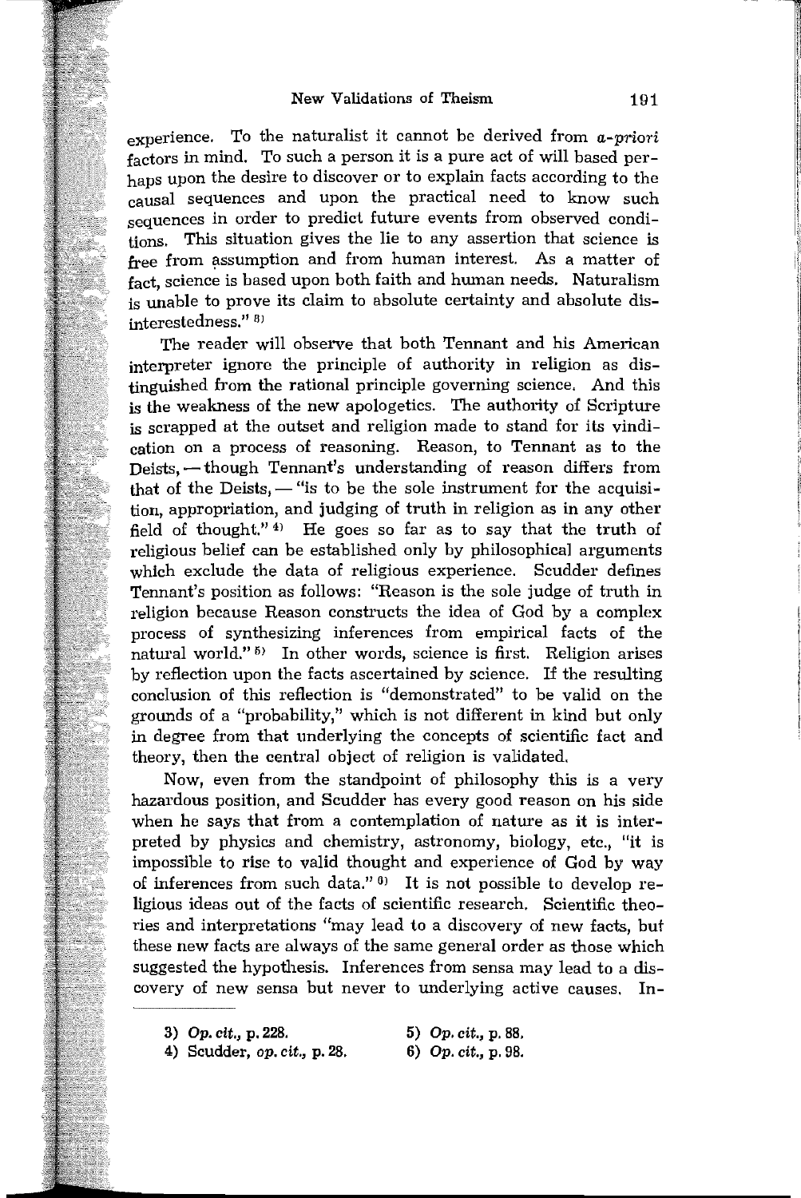experience. To the naturalist it cannot be derived from *a-priori* factors in mind. To such a person it is a pure act of will based perhaps upon the desire to discover or to explain facts according to the causal sequences and upon the practical need to know such sequences in order to predict future events from observed conditions. This situation gives the lie to any assertion that science is free from assumption and from human interest. As a matter of fact, science is based upon both faith and human needs. Naturalism is unable to prove its claim to absolute certainty and absolute disinterestedness." [3]

The reader will observe that both Tennant and his American interpreter ignore the principle of authority in religion as distinguished from the rational principle governing science. And this is the weakness of the new apologetics. The authority of Scripture is scrapped at the outset and religion made to stand for its vindication on a process of reasoning. Reason, to Tennant as to the Deists, — though Tennant's understanding of reason differs from that of the Deists, — "is to be the sole instrument for the acquisition, appropriation, and judging of truth in religion as in any other field of thought." [4] He goes so far as to say that the truth of religious belief can be established only by philosophical arguments which exclude the data of religious experience. Scudder defines Tennant's position as follows: "Reason is the sole judge of truth in religion because Reason constructs the idea of God by a complex process of synthesizing inferences from empirical facts of the natural world." [5] In other words, science is first. Religion arises by reflection upon the facts ascertained by science. If the resulting conclusion of this reflection is "demonstrated" to be valid on the grounds of a "probability," which is not different in kind but only in degree from that underlying the concepts of scientific fact and theory, then the central object of religion is validated.

Now, even from the standpoint of philosophy this is a very hazardous position, and Scudder has every good reason on his side when he says that from a contemplation of nature as it is interpreted by physics and chemistry, astronomy, biology, etc., "it is impossible to rise to valid thought and experience of God by way of inferences from such data." [6] It is not possible to develop religious ideas out of the facts of scientific research. Scientific theories and interpretations "may lead to a discovery of new facts, but these new facts are always of the same general order as those which suggested the hypothesis. Inferences from sensa may lead to a discovery of new sensa but never to underlying active causes. In-

---

3) *Op. cit.*, p. 228.
4) Scudder, *op. cit.*, p. 28.
5) *Op. cit.*, p. 88.
6) *Op. cit.*, p. 98.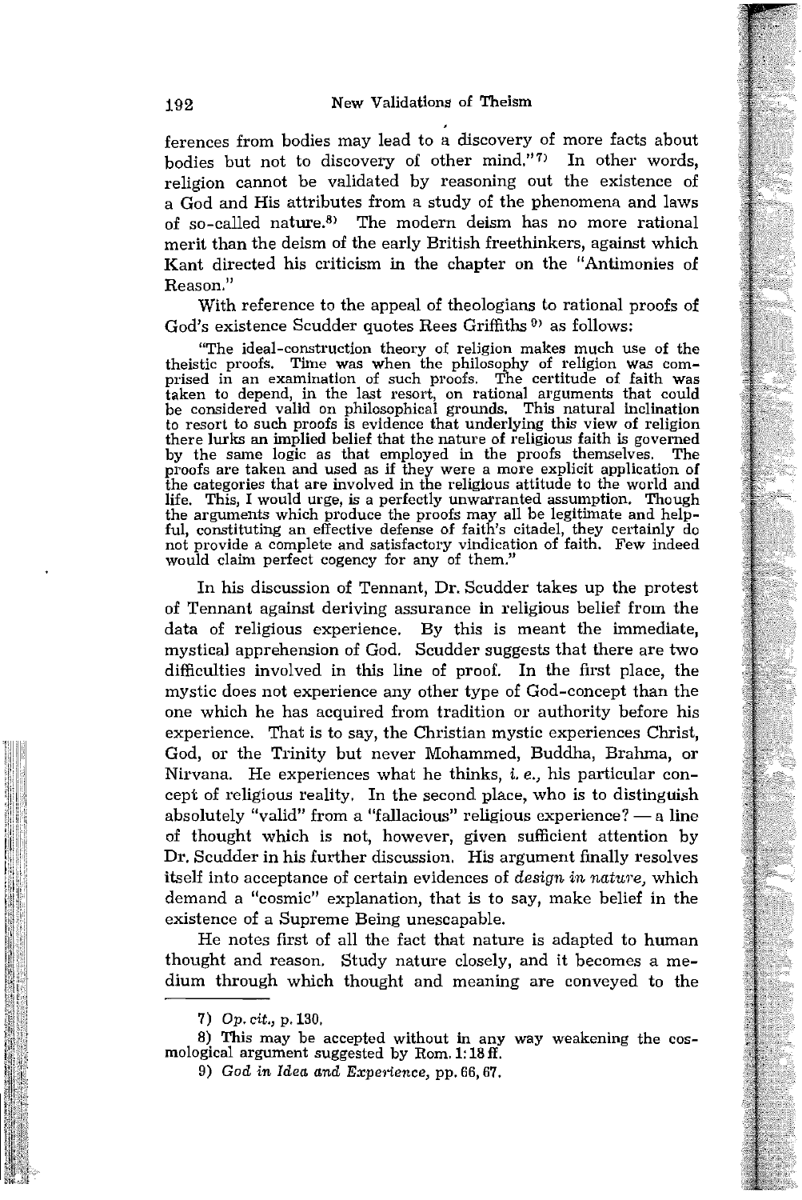ferences from bodies may lead to a discovery of more facts about bodies but not to discovery of other mind."[7] In other words, religion cannot be validated by reasoning out the existence of a God and His attributes from a study of the phenomena and laws of so-called nature.[8] The modern deism has no more rational merit than the deism of the early British freethinkers, against which Kant directed his criticism in the chapter on the "Antimonies of Reason."

With reference to the appeal of theologians to rational proofs of God's existence Scudder quotes Rees Griffiths[9] as follows:

> "The ideal-construction theory of religion makes much use of the theistic proofs. Time was when the philosophy of religion was comprised in an examination of such proofs. The certitude of faith was taken to depend, in the last resort, on rational arguments that could be considered valid on philosophical grounds. This natural inclination to resort to such proofs is evidence that underlying this view of religion there lurks an implied belief that the nature of religious faith is governed by the same logic as that employed in the proofs themselves. The proofs are taken and used as if they were a more explicit application of the categories that are involved in the religious attitude to the world and life. This, I would urge, is a perfectly unwarranted assumption. Though the arguments which produce the proofs may all be legitimate and helpful, constituting an effective defense of faith's citadel, they certainly do not provide a complete and satisfactory vindication of faith. Few indeed would claim perfect cogency for any of them."

In his discussion of Tennant, Dr. Scudder takes up the protest of Tennant against deriving assurance in religious belief from the data of religious experience. By this is meant the immediate, mystical apprehension of God. Scudder suggests that there are two difficulties involved in this line of proof. In the first place, the mystic does not experience any other type of God-concept than the one which he has acquired from tradition or authority before his experience. That is to say, the Christian mystic experiences Christ, God, or the Trinity but never Mohammed, Buddha, Brahma, or Nirvana. He experiences what he thinks, *i. e.*, his particular concept of religious reality. In the second place, who is to distinguish absolutely "valid" from a "fallacious" religious experience? — a line of thought which is not, however, given sufficient attention by Dr. Scudder in his further discussion. His argument finally resolves itself into acceptance of certain evidences of *design in nature*, which demand a "cosmic" explanation, that is to say, make belief in the existence of a Supreme Being unescapable.

He notes first of all the fact that nature is adapted to human thought and reason. Study nature closely, and it becomes a medium through which thought and meaning are conveyed to the

---

7) *Op. cit.*, p. 130.

8) This may be accepted without in any way weakening the cosmological argument suggested by Rom. 1:18 ff.

9) *God in Idea and Experience*, pp. 66, 67.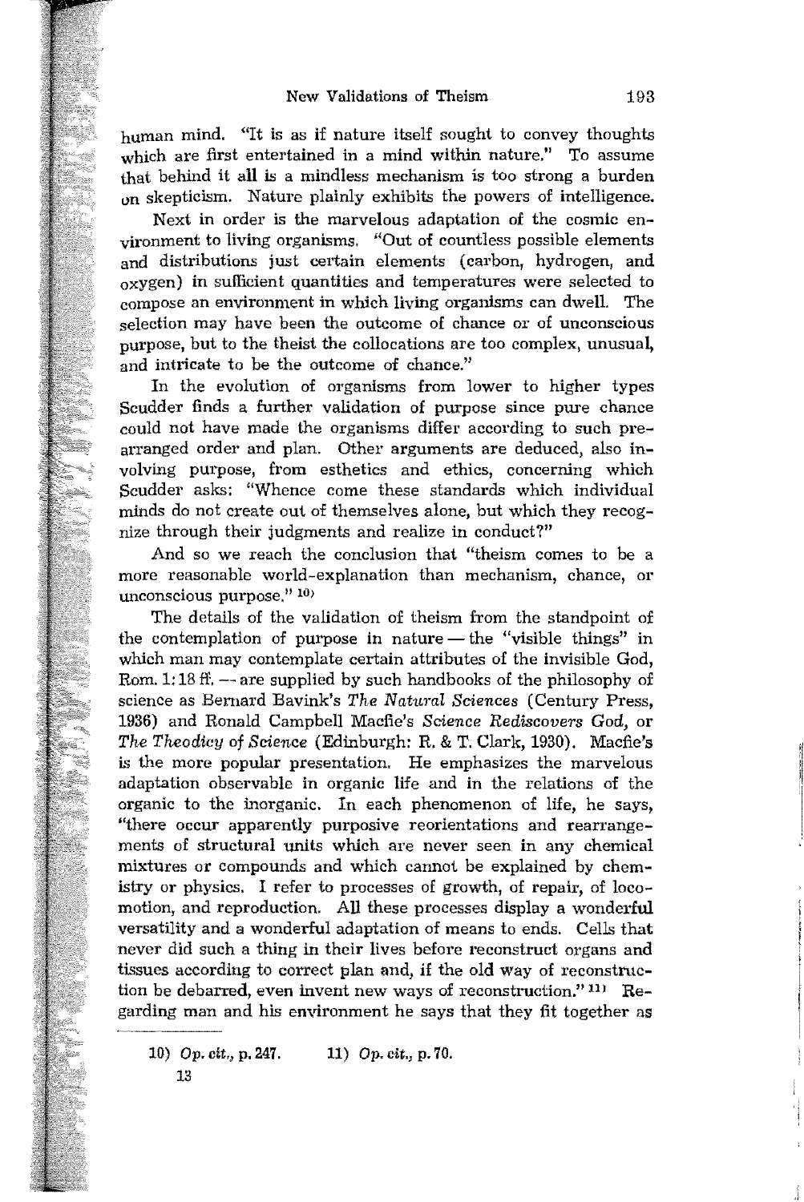human mind. "It is as if nature itself sought to convey thoughts which are first entertained in a mind within nature." To assume that behind it all is a mindless mechanism is too strong a burden on skepticism. Nature plainly exhibits the powers of intelligence.

Next in order is the marvelous adaptation of the cosmic environment to living organisms. "Out of countless possible elements and distributions just certain elements (carbon, hydrogen, and oxygen) in sufficient quantities and temperatures were selected to compose an environment in which living organisms can dwell. The selection may have been the outcome of chance or of unconscious purpose, but to the theist the collocations are too complex, unusual, and intricate to be the outcome of chance."

In the evolution of organisms from lower to higher types Scudder finds a further validation of purpose since pure chance could not have made the organisms differ according to such prearranged order and plan. Other arguments are deduced, also involving purpose, from esthetics and ethics, concerning which Scudder asks: "Whence come these standards which individual minds do not create out of themselves alone, but which they recognize through their judgments and realize in conduct?"

And so we reach the conclusion that "theism comes to be a more reasonable world-explanation than mechanism, chance, or unconscious purpose."[10]

The details of the validation of theism from the standpoint of the contemplation of purpose in nature — the "visible things" in which man may contemplate certain attributes of the invisible God, Rom. 1:18 ff. — are supplied by such handbooks of the philosophy of science as Bernard Bavink's *The Natural Sciences* (Century Press, 1936) and Ronald Campbell Macfie's *Science Rediscovers God*, or *The Theodicy of Science* (Edinburgh: R. & T. Clark, 1930). Macfie's is the more popular presentation. He emphasizes the marvelous adaptation observable in organic life and in the relations of the organic to the inorganic. In each phenomenon of life, he says, "there occur apparently purposive reorientations and rearrangements of structural units which are never seen in any chemical mixtures or compounds and which cannot be explained by chemistry or physics. I refer to processes of growth, of repair, of locomotion, and reproduction. All these processes display a wonderful versatility and a wonderful adaptation of means to ends. Cells that never did such a thing in their lives before reconstruct organs and tissues according to correct plan and, if the old way of reconstruction be debarred, even invent new ways of reconstruction."[11] Regarding man and his environment he says that they fit together as

---

10) *Op. cit.*, p. 247. 11) *Op. cit.*, p. 70.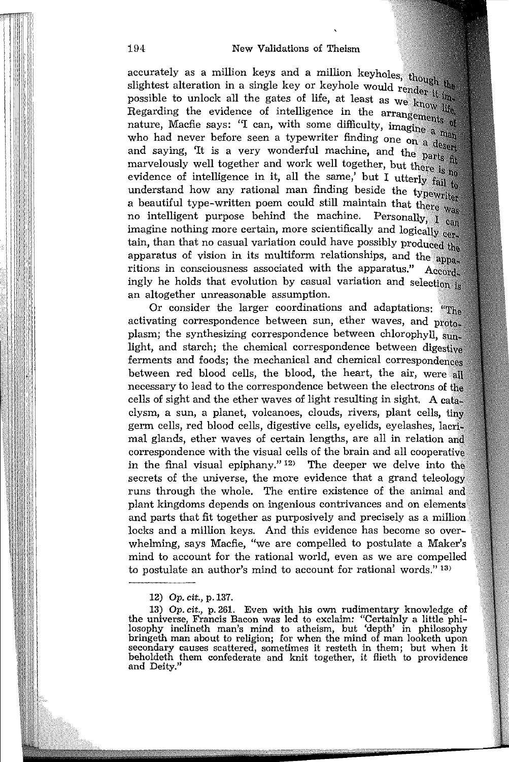accurately as a million keys and a million keyholes, though the slightest alteration in a single key or keyhole would render it impossible to unlock all the gates of life, at least as we know life. Regarding the evidence of intelligence in the arrangements of nature, Macfie says: "I can, with some difficulty, imagine a man who had never before seen a typewriter finding one on a desert and saying, 'It is a very wonderful machine, and the parts fit marvelously well together and work well together, but there is no evidence of intelligence in it, all the same,' but I utterly fail to understand how any rational man finding beside the typewriter a beautiful type-written poem could still maintain that there was no intelligent purpose behind the machine. Personally, I can imagine nothing more certain, more scientifically and logically certain, than that no casual variation could have possibly produced the apparatus of vision in its multiform relationships, and the apparitions in consciousness associated with the apparatus." Accordingly he holds that evolution by casual variation and selection is an altogether unreasonable assumption.

Or consider the larger coordinations and adaptations: "The activating correspondence between sun, ether waves, and protoplasm; the synthesizing correspondence between chlorophyll, sunlight, and starch; the chemical correspondence between digestive ferments and foods; the mechanical and chemical correspondences between red blood cells, the blood, the heart, the air, were all necessary to lead to the correspondence between the electrons of the cells of sight and the ether waves of light resulting in sight. A cataclysm, a sun, a planet, volcanoes, clouds, rivers, plant cells, tiny germ cells, red blood cells, digestive cells, eyelids, eyelashes, lacrimal glands, ether waves of certain lengths, are all in relation and correspondence with the visual cells of the brain and all cooperative in the final visual epiphany." [12] The deeper we delve into the secrets of the universe, the more evidence that a grand teleology runs through the whole. The entire existence of the animal and plant kingdoms depends on ingenious contrivances and on elements and parts that fit together as purposively and precisely as a million locks and a million keys. And this evidence has become so overwhelming, says Macfie, "we are compelled to postulate a Maker's mind to account for the rational world, even as we are compelled to postulate an author's mind to account for rational words." [13]

---

12) *Op. cit.*, p. 137.

13) *Op. cit.*, p. 261. Even with his own rudimentary knowledge of the universe, Francis Bacon was led to exclaim: "Certainly a little philosophy inclineth man's mind to atheism, but 'depth' in philosophy bringeth man about to religion; for when the mind of man looketh upon secondary causes scattered, sometimes it resteth in them; but when it beholdeth them confederate and knit together, it flieth to providence and Deity."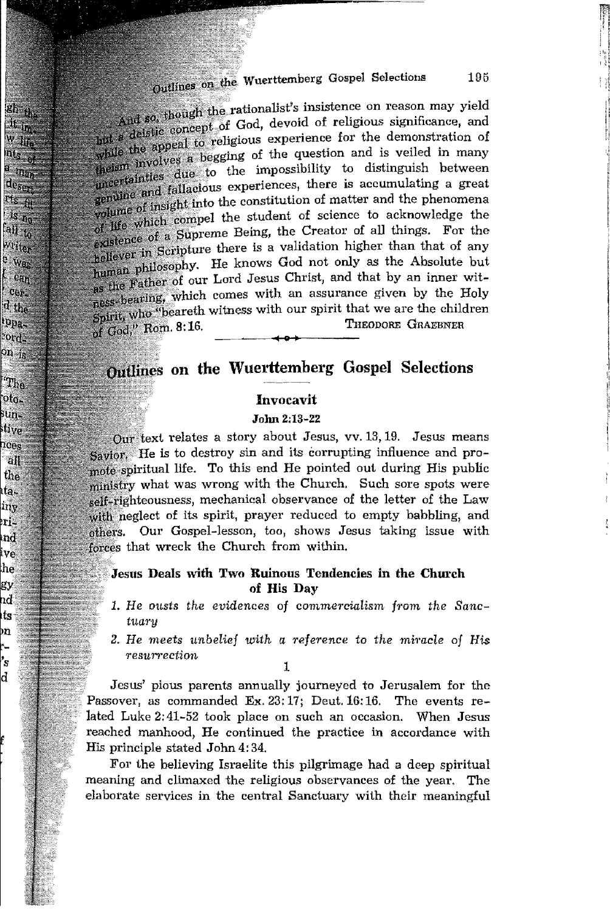And so, though the rationalist's insistence on reason may yield but a deistic concept of God, devoid of religious significance, and while the appeal to religious experience for the demonstration of theism involves a begging of the question and is veiled in many uncertainties due to the impossibility to distinguish between genuine and fallacious experiences, there is accumulating a great volume of insight into the constitution of matter and the phenomena of life which compel the student of science to acknowledge the existence of a Supreme Being, the Creator of all things. For the believer in Scripture there is a validation higher than that of any human philosophy. He knows God not only as the Absolute but as the Father of our Lord Jesus Christ, and that by an inner witness-bearing, which comes with an assurance given by the Holy Spirit, who "beareth witness with our spirit that we are the children of God," Rom. 8:16.

THEODORE GRAEBNER

# Outlines on the Wuerttemberg Gospel Selections

## Invocavit

### John 2:13-22

Our text relates a story about Jesus, vv. 13, 19. Jesus means Savior. He is to destroy sin and its corrupting influence and promote spiritual life. To this end He pointed out during His public ministry what was wrong with the Church. Such sore spots were self-righteousness, mechanical observance of the letter of the Law with neglect of its spirit, prayer reduced to empty babbling, and others. Our Gospel-lesson, too, shows Jesus taking issue with forces that wreck the Church from within.

### Jesus Deals with Two Ruinous Tendencies in the Church of His Day

1. *He ousts the evidences of commercialism from the Sanctuary*
2. *He meets unbelief with a reference to the miracle of His resurrection*

1

Jesus' pious parents annually journeyed to Jerusalem for the Passover, as commanded Ex. 23:17; Deut. 16:16. The events related Luke 2:41-52 took place on such an occasion. When Jesus reached manhood, He continued the practice in accordance with His principle stated John 4:34.

For the believing Israelite this pilgrimage had a deep spiritual meaning and climaxed the religious observances of the year. The elaborate services in the central Sanctuary with their meaningful